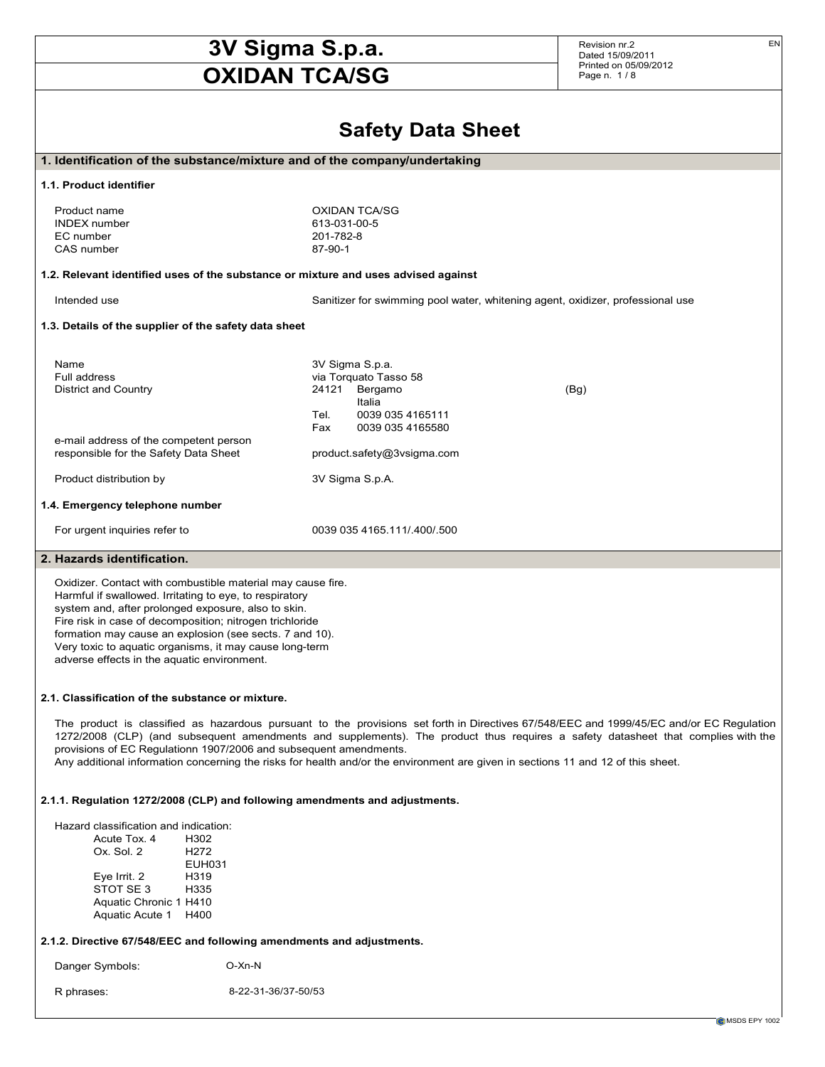# 3V Sigma S.p.a.
# OXIDAN TCA/SG

Revision nr.2
Dated 15/09/2011
Printed on 05/09/2012

## Safety Data Sheet

### 1. Identification of the substance/mixture and of the company/undertaking

#### 1.1. Product identifier

| | |
|---|---|
| Product name | OXIDAN TCA/SG |
| INDEX number | 613-031-00-5 |
| EC number | 201-782-8 |
| CAS number | 87-90-1 |

#### 1.2. Relevant identified uses of the substance or mixture and uses advised against

Intended use: Sanitizer for swimming pool water, whitening agent, oxidizer, professional use

#### 1.3. Details of the supplier of the safety data sheet

| | |
|---|---|
| Name | 3V Sigma S.p.a. |
| Full address | via Torquato Tasso 58 |
| District and Country | 24121 Bergamo (Bg) Italia |
| | Tel. 0039 035 4165111 |
| | Fax 0039 035 4165580 |
| e-mail address of the competent person responsible for the Safety Data Sheet | product.safety@3vsigma.com |
| Product distribution by | 3V Sigma S.p.A. |

#### 1.4. Emergency telephone number

For urgent inquiries refer to: 0039 035 4165.111/.400/.500

### 2. Hazards identification.

Oxidizer. Contact with combustible material may cause fire. Harmful if swallowed. Irritating to eye, to respiratory system and, after prolonged exposure, also to skin. Fire risk in case of decomposition; nitrogen trichloride formation may cause an explosion (see sects. 7 and 10). Very toxic to aquatic organisms, it may cause long-term adverse effects in the aquatic environment.

#### 2.1. Classification of the substance or mixture.

The product is classified as hazardous pursuant to the provisions set forth in Directives 67/548/EEC and 1999/45/EC and/or EC Regulation 1272/2008 (CLP) (and subsequent amendments and supplements). The product thus requires a safety datasheet that complies with the provisions of EC Regulationn 1907/2006 and subsequent amendments.
Any additional information concerning the risks for health and/or the environment are given in sections 11 and 12 of this sheet.

#### 2.1.1. Regulation 1272/2008 (CLP) and following amendments and adjustments.

Hazard classification and indication:

| | |
|---|---|
| Acute Tox. 4 | H302 |
| Ox. Sol. 2 | H272 |
| | EUH031 |
| Eye Irrit. 2 | H319 |
| STOT SE 3 | H335 |
| Aquatic Chronic 1 | H410 |
| Aquatic Acute 1 | H400 |

#### 2.1.2. Directive 67/548/EEC and following amendments and adjustments.

Danger Symbols: O-Xn-N

R phrases: 8-22-31-36/37-50/53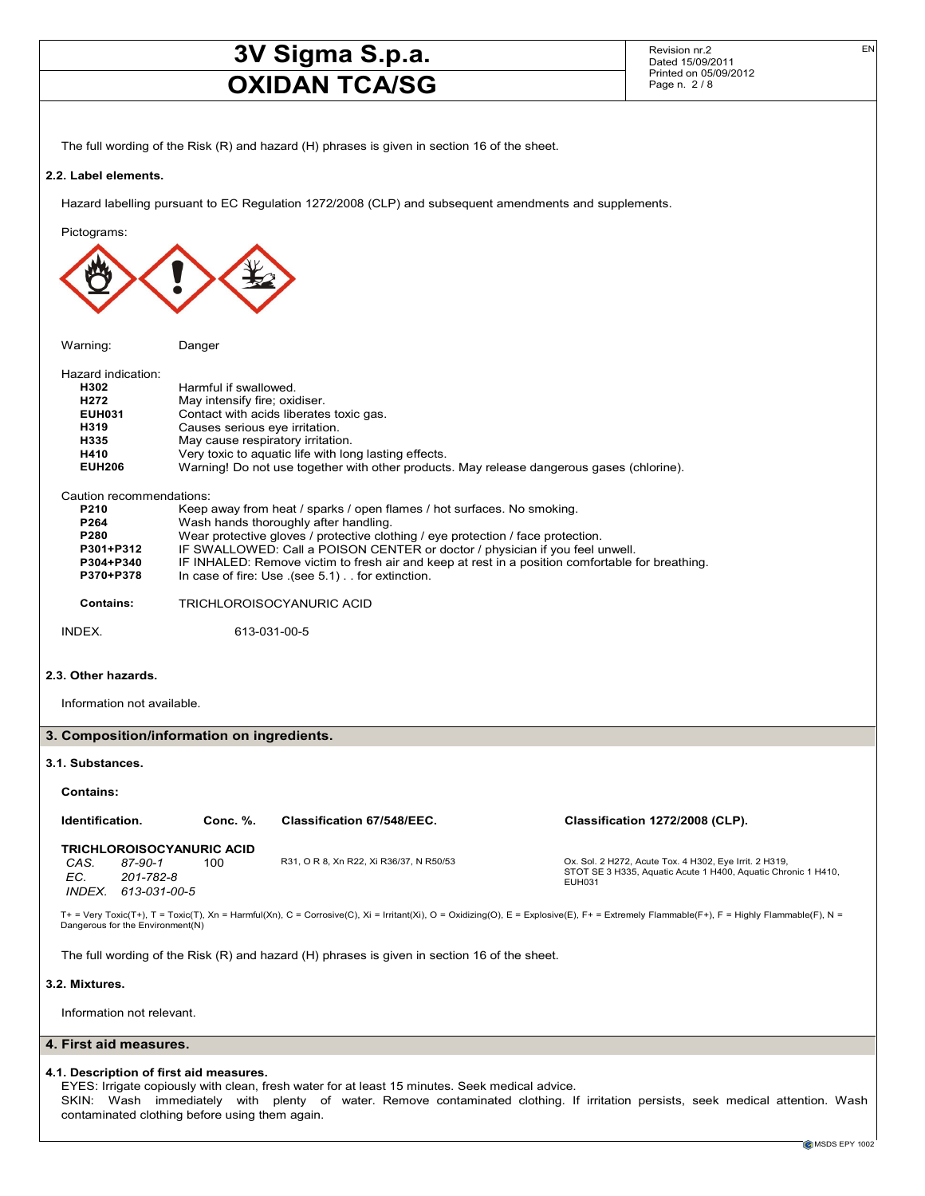The full wording of the Risk (R) and hazard (H) phrases is given in section 16 of the sheet.

### 2.2. Label elements.

Hazard labelling pursuant to EC Regulation 1272/2008 (CLP) and subsequent amendments and supplements.

Pictograms:

Warning: Danger

Hazard indication:

| | |
|---|---|
| **H302** | Harmful if swallowed. |
| **H272** | May intensify fire; oxidiser. |
| **EUH031** | Contact with acids liberates toxic gas. |
| **H319** | Causes serious eye irritation. |
| **H335** | May cause respiratory irritation. |
| **H410** | Very toxic to aquatic life with long lasting effects. |
| **EUH206** | Warning! Do not use together with other products. May release dangerous gases (chlorine). |

Caution recommendations:

| | |
|---|---|
| **P210** | Keep away from heat / sparks / open flames / hot surfaces. No smoking. |
| **P264** | Wash hands thoroughly after handling. |
| **P280** | Wear protective gloves / protective clothing / eye protection / face protection. |
| **P301+P312** | IF SWALLOWED: Call a POISON CENTER or doctor / physician if you feel unwell. |
| **P304+P340** | IF INHALED: Remove victim to fresh air and keep at rest in a position comfortable for breathing. |
| **P370+P378** | In case of fire: Use .(see 5.1) . . for extinction. |

**Contains:** TRICHLOROISOCYANURIC ACID

INDEX. 613-031-00-5

### 2.3. Other hazards.

Information not available.

## 3. Composition/information on ingredients.

### 3.1. Substances.

**Contains:**

| Identification. | Conc. %. | Classification 67/548/EEC. | Classification 1272/2008 (CLP). |
|---|---|---|---|
| **TRICHLOROISOCYANURIC ACID**<br>*CAS.* 87-90-1<br>*EC.* 201-782-8<br>*INDEX.* 613-031-00-5 | 100 | R31, O R 8, Xn R22, Xi R36/37, N R50/53 | Ox. Sol. 2 H272, Acute Tox. 4 H302, Eye Irrit. 2 H319, STOT SE 3 H335, Aquatic Acute 1 H400, Aquatic Chronic 1 H410, EUH031 |

T+ = Very Toxic(T+), T = Toxic(T), Xn = Harmful(Xn), C = Corrosive(C), Xi = Irritant(Xi), O = Oxidizing(O), E = Explosive(E), F+ = Extremely Flammable(F+), F = Highly Flammable(F), N = Dangerous for the Environment(N)

The full wording of the Risk (R) and hazard (H) phrases is given in section 16 of the sheet.

### 3.2. Mixtures.

Information not relevant.

## 4. First aid measures.

### 4.1. Description of first aid measures.

EYES: Irrigate copiously with clean, fresh water for at least 15 minutes. Seek medical advice.
SKIN: Wash immediately with plenty of water. Remove contaminated clothing. If irritation persists, seek medical attention. Wash contaminated clothing before using them again.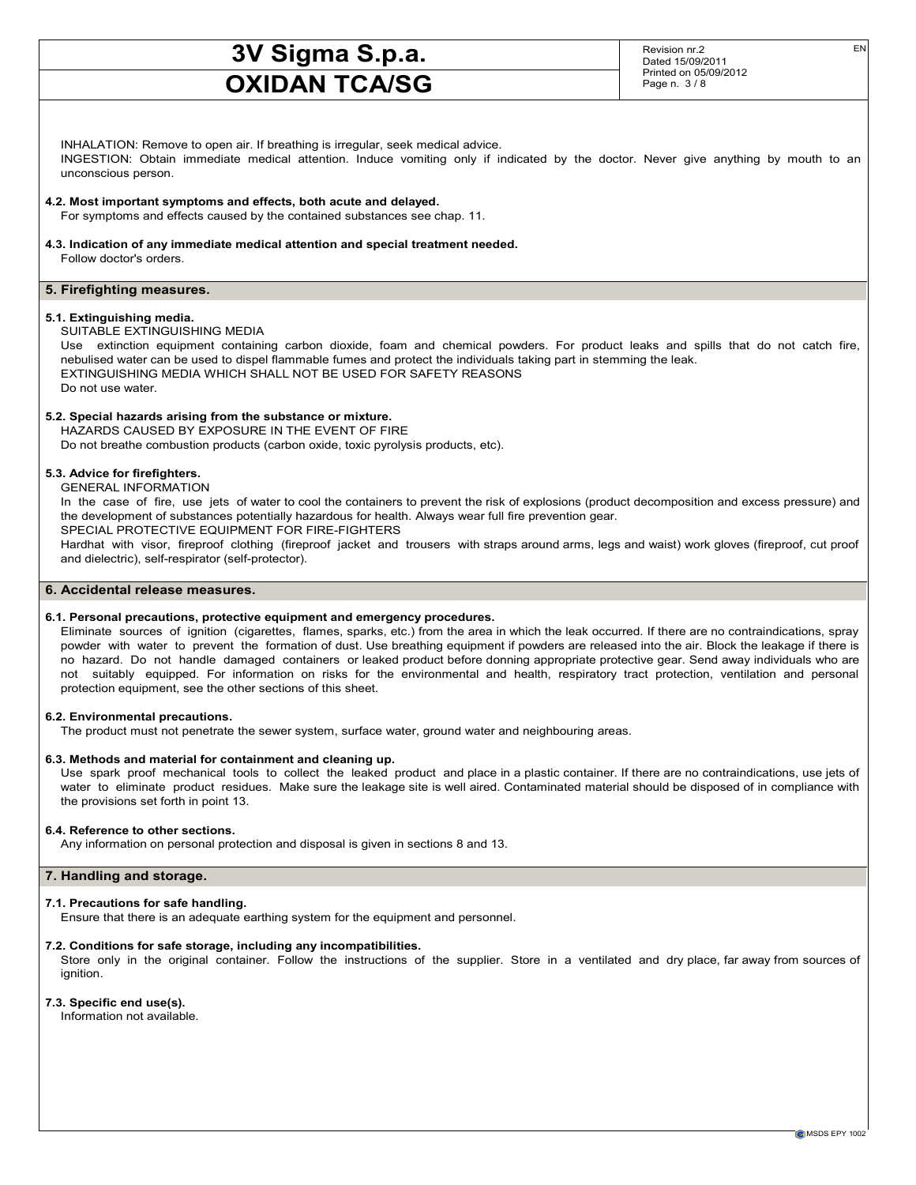INHALATION: Remove to open air. If breathing is irregular, seek medical advice.
INGESTION: Obtain immediate medical attention. Induce vomiting only if indicated by the doctor. Never give anything by mouth to an unconscious person.

**4.2. Most important symptoms and effects, both acute and delayed.**
For symptoms and effects caused by the contained substances see chap. 11.

**4.3. Indication of any immediate medical attention and special treatment needed.**
Follow doctor's orders.

## 5. Firefighting measures.

**5.1. Extinguishing media.**
SUITABLE EXTINGUISHING MEDIA
Use extinction equipment containing carbon dioxide, foam and chemical powders. For product leaks and spills that do not catch fire, nebulised water can be used to dispel flammable fumes and protect the individuals taking part in stemming the leak.
EXTINGUISHING MEDIA WHICH SHALL NOT BE USED FOR SAFETY REASONS
Do not use water.

**5.2. Special hazards arising from the substance or mixture.**
HAZARDS CAUSED BY EXPOSURE IN THE EVENT OF FIRE
Do not breathe combustion products (carbon oxide, toxic pyrolysis products, etc).

**5.3. Advice for firefighters.**
GENERAL INFORMATION
In the case of fire, use jets of water to cool the containers to prevent the risk of explosions (product decomposition and excess pressure) and the development of substances potentially hazardous for health. Always wear full fire prevention gear.
SPECIAL PROTECTIVE EQUIPMENT FOR FIRE-FIGHTERS
Hardhat with visor, fireproof clothing (fireproof jacket and trousers with straps around arms, legs and waist) work gloves (fireproof, cut proof and dielectric), self-respirator (self-protector).

## 6. Accidental release measures.

**6.1. Personal precautions, protective equipment and emergency procedures.**
Eliminate sources of ignition (cigarettes, flames, sparks, etc.) from the area in which the leak occurred. If there are no contraindications, spray powder with water to prevent the formation of dust. Use breathing equipment if powders are released into the air. Block the leakage if there is no hazard. Do not handle damaged containers or leaked product before donning appropriate protective gear. Send away individuals who are not suitably equipped. For information on risks for the environmental and health, respiratory tract protection, ventilation and personal protection equipment, see the other sections of this sheet.

**6.2. Environmental precautions.**
The product must not penetrate the sewer system, surface water, ground water and neighbouring areas.

**6.3. Methods and material for containment and cleaning up.**
Use spark proof mechanical tools to collect the leaked product and place in a plastic container. If there are no contraindications, use jets of water to eliminate product residues. Make sure the leakage site is well aired. Contaminated material should be disposed of in compliance with the provisions set forth in point 13.

**6.4. Reference to other sections.**
Any information on personal protection and disposal is given in sections 8 and 13.

## 7. Handling and storage.

**7.1. Precautions for safe handling.**
Ensure that there is an adequate earthing system for the equipment and personnel.

**7.2. Conditions for safe storage, including any incompatibilities.**
Store only in the original container. Follow the instructions of the supplier. Store in a ventilated and dry place, far away from sources of ignition.

**7.3. Specific end use(s).**
Information not available.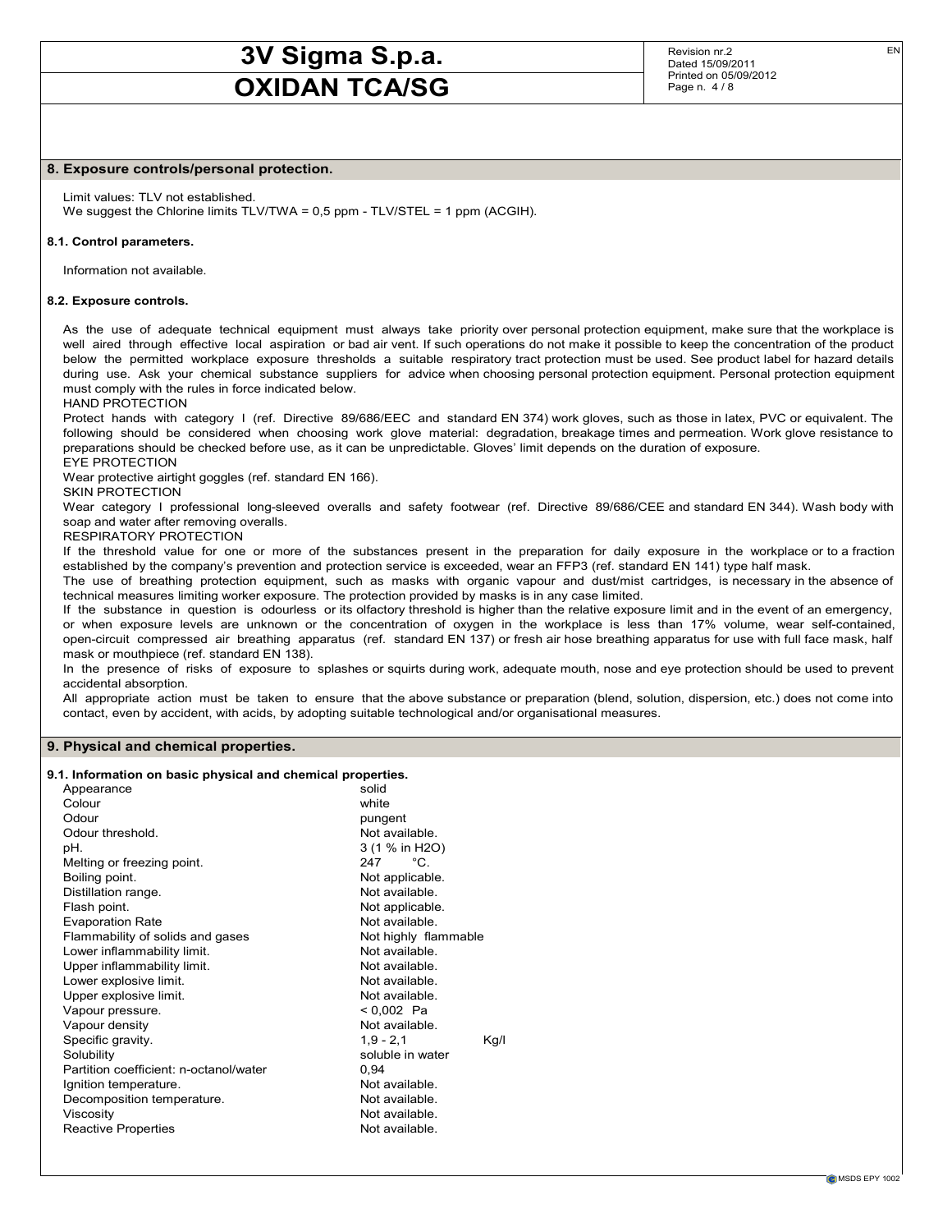## 8. Exposure controls/personal protection.

Limit values: TLV not established.
We suggest the Chlorine limits TLV/TWA = 0,5 ppm - TLV/STEL = 1 ppm (ACGIH).

### 8.1. Control parameters.

Information not available.

### 8.2. Exposure controls.

As the use of adequate technical equipment must always take priority over personal protection equipment, make sure that the workplace is well aired through effective local aspiration or bad air vent. If such operations do not make it possible to keep the concentration of the product below the permitted workplace exposure thresholds a suitable respiratory tract protection must be used. See product label for hazard details during use. Ask your chemical substance suppliers for advice when choosing personal protection equipment. Personal protection equipment must comply with the rules in force indicated below.

HAND PROTECTION

Protect hands with category I (ref. Directive 89/686/EEC and standard EN 374) work gloves, such as those in latex, PVC or equivalent. The following should be considered when choosing work glove material: degradation, breakage times and permeation. Work glove resistance to preparations should be checked before use, as it can be unpredictable. Gloves' limit depends on the duration of exposure.

EYE PROTECTION

Wear protective airtight goggles (ref. standard EN 166).

SKIN PROTECTION

Wear category I professional long-sleeved overalls and safety footwear (ref. Directive 89/686/CEE and standard EN 344). Wash body with soap and water after removing overalls.

RESPIRATORY PROTECTION

If the threshold value for one or more of the substances present in the preparation for daily exposure in the workplace or to a fraction established by the company's prevention and protection service is exceeded, wear an FFP3 (ref. standard EN 141) type half mask.

The use of breathing protection equipment, such as masks with organic vapour and dust/mist cartridges, is necessary in the absence of technical measures limiting worker exposure. The protection provided by masks is in any case limited.

If the substance in question is odourless or its olfactory threshold is higher than the relative exposure limit and in the event of an emergency, or when exposure levels are unknown or the concentration of oxygen in the workplace is less than 17% volume, wear self-contained, open-circuit compressed air breathing apparatus (ref. standard EN 137) or fresh air hose breathing apparatus for use with full face mask, half mask or mouthpiece (ref. standard EN 138).

In the presence of risks of exposure to splashes or squirts during work, adequate mouth, nose and eye protection should be used to prevent accidental absorption.

All appropriate action must be taken to ensure that the above substance or preparation (blend, solution, dispersion, etc.) does not come into contact, even by accident, with acids, by adopting suitable technological and/or organisational measures.

## 9. Physical and chemical properties.

### 9.1. Information on basic physical and chemical properties.

| Property | Value |
|---|---|
| Appearance | solid |
| Colour | white |
| Odour | pungent |
| Odour threshold. | Not available. |
| pH. | 3 (1 % in $H_2O$) |
| Melting or freezing point. | 247 °C. |
| Boiling point. | Not applicable. |
| Distillation range. | Not available. |
| Flash point. | Not applicable. |
| Evaporation Rate | Not available. |
| Flammability of solids and gases | Not highly flammable |
| Lower inflammability limit. | Not available. |
| Upper inflammability limit. | Not available. |
| Lower explosive limit. | Not available. |
| Upper explosive limit. | Not available. |
| Vapour pressure. | < 0,002 Pa |
| Vapour density | Not available. |
| Specific gravity. | 1,9 - 2,1 Kg/l |
| Solubility | soluble in water |
| Partition coefficient: n-octanol/water | 0,94 |
| Ignition temperature. | Not available. |
| Decomposition temperature. | Not available. |
| Viscosity | Not available. |
| Reactive Properties | Not available. |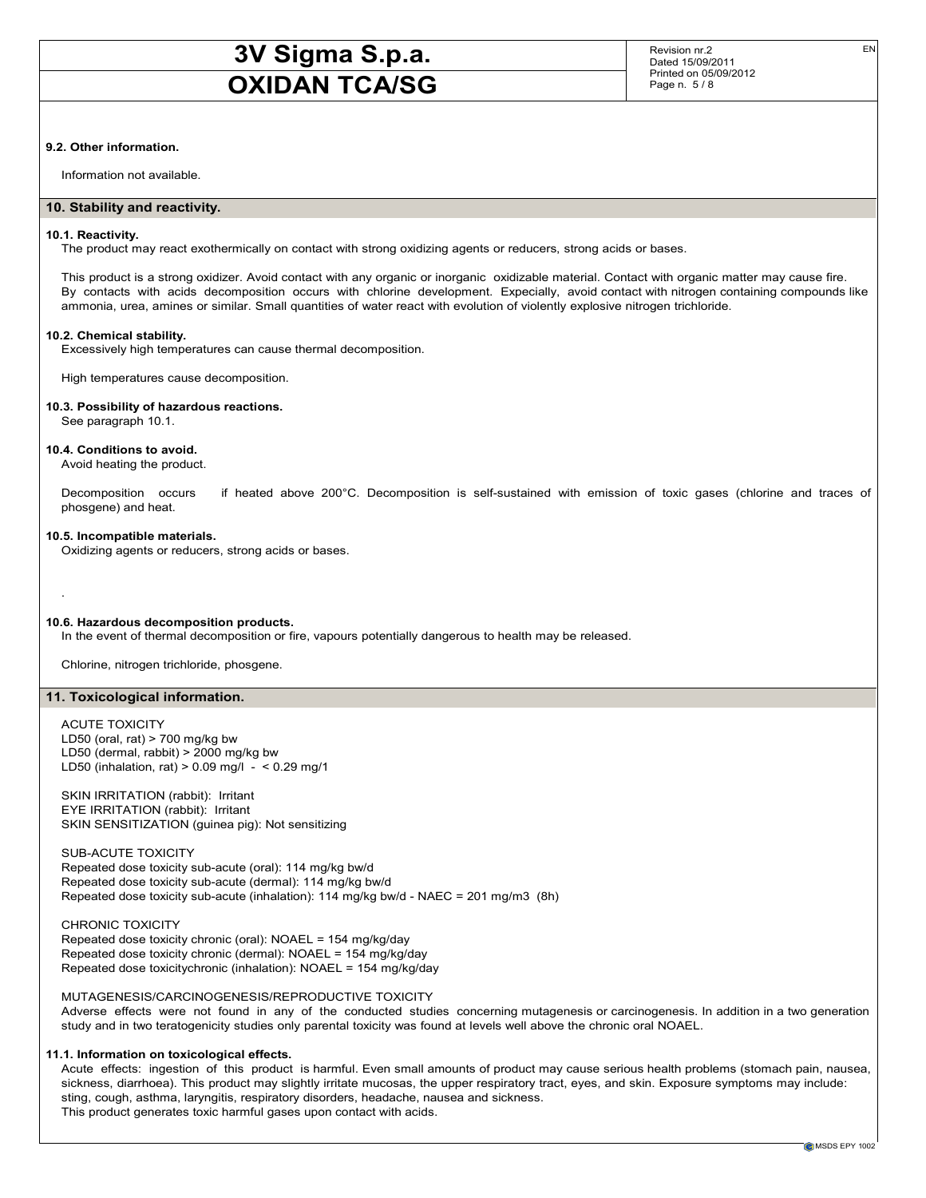### 9.2. Other information.

Information not available.

## 10. Stability and reactivity.

### 10.1. Reactivity.

The product may react exothermically on contact with strong oxidizing agents or reducers, strong acids or bases.

This product is a strong oxidizer. Avoid contact with any organic or inorganic oxidizable material. Contact with organic matter may cause fire. By contacts with acids decomposition occurs with chlorine development. Expecially, avoid contact with nitrogen containing compounds like ammonia, urea, amines or similar. Small quantities of water react with evolution of violently explosive nitrogen trichloride.

### 10.2. Chemical stability.

Excessively high temperatures can cause thermal decomposition.

High temperatures cause decomposition.

### 10.3. Possibility of hazardous reactions.

See paragraph 10.1.

### 10.4. Conditions to avoid.

Avoid heating the product.

Decomposition occurs if heated above 200°C. Decomposition is self-sustained with emission of toxic gases (chlorine and traces of phosgene) and heat.

### 10.5. Incompatible materials.

Oxidizing agents or reducers, strong acids or bases.

.

### 10.6. Hazardous decomposition products.

In the event of thermal decomposition or fire, vapours potentially dangerous to health may be released.

Chlorine, nitrogen trichloride, phosgene.

## 11. Toxicological information.

ACUTE TOXICITY
LD50 (oral, rat) > 700 mg/kg bw
LD50 (dermal, rabbit) > 2000 mg/kg bw
LD50 (inhalation, rat) > 0.09 mg/l - < 0.29 mg/1

SKIN IRRITATION (rabbit): Irritant
EYE IRRITATION (rabbit): Irritant
SKIN SENSITIZATION (guinea pig): Not sensitizing

SUB-ACUTE TOXICITY
Repeated dose toxicity sub-acute (oral): 114 mg/kg bw/d
Repeated dose toxicity sub-acute (dermal): 114 mg/kg bw/d
Repeated dose toxicity sub-acute (inhalation): 114 mg/kg bw/d - NAEC = 201 mg/m3 (8h)

CHRONIC TOXICITY
Repeated dose toxicity chronic (oral): NOAEL = 154 mg/kg/day
Repeated dose toxicity chronic (dermal): NOAEL = 154 mg/kg/day
Repeated dose toxicitychronic (inhalation): NOAEL = 154 mg/kg/day

MUTAGENESIS/CARCINOGENESIS/REPRODUCTIVE TOXICITY
Adverse effects were not found in any of the conducted studies concerning mutagenesis or carcinogenesis. In addition in a two generation study and in two teratogenicity studies only parental toxicity was found at levels well above the chronic oral NOAEL.

### 11.1. Information on toxicological effects.

Acute effects: ingestion of this product is harmful. Even small amounts of product may cause serious health problems (stomach pain, nausea, sickness, diarrhoea). This product may slightly irritate mucosas, the upper respiratory tract, eyes, and skin. Exposure symptoms may include: sting, cough, asthma, laryngitis, respiratory disorders, headache, nausea and sickness.
This product generates toxic harmful gases upon contact with acids.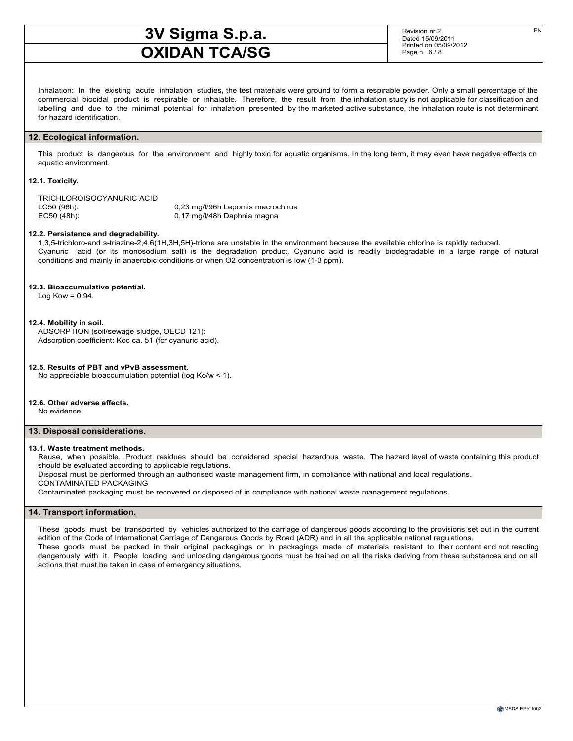Inhalation: In the existing acute inhalation studies, the test materials were ground to form a respirable powder. Only a small percentage of the commercial biocidal product is respirable or inhalable. Therefore, the result from the inhalation study is not applicable for classification and labelling and due to the minimal potential for inhalation presented by the marketed active substance, the inhalation route is not determinant for hazard identification.

## 12. Ecological information.

This product is dangerous for the environment and highly toxic for aquatic organisms. In the long term, it may even have negative effects on aquatic environment.

### 12.1. Toxicity.

TRICHLOROISOCYANURIC ACID

| | |
|---|---|
| LC50 (96h): | 0,23 mg/l/96h Lepomis macrochirus |
| EC50 (48h): | 0,17 mg/l/48h Daphnia magna |

### 12.2. Persistence and degradability.

1,3,5-trichloro-and s-triazine-2,4,6(1H,3H,5H)-trione are unstable in the environment because the available chlorine is rapidly reduced.
Cyanuric acid (or its monosodium salt) is the degradation product. Cyanuric acid is readily biodegradable in a large range of natural conditions and mainly in anaerobic conditions or when $O_2$ concentration is low (1-3 ppm).

### 12.3. Bioaccumulative potential.

Log Kow = 0,94.

### 12.4. Mobility in soil.

ADSORPTION (soil/sewage sludge, OECD 121):
Adsorption coefficient: Koc ca. 51 (for cyanuric acid).

### 12.5. Results of PBT and vPvB assessment.

No appreciable bioaccumulation potential (log Ko/w < 1).

### 12.6. Other adverse effects.

No evidence.

## 13. Disposal considerations.

### 13.1. Waste treatment methods.

Reuse, when possible. Product residues should be considered special hazardous waste. The hazard level of waste containing this product should be evaluated according to applicable regulations.
Disposal must be performed through an authorised waste management firm, in compliance with national and local regulations.
CONTAMINATED PACKAGING
Contaminated packaging must be recovered or disposed of in compliance with national waste management regulations.

## 14. Transport information.

These goods must be transported by vehicles authorized to the carriage of dangerous goods according to the provisions set out in the current edition of the Code of International Carriage of Dangerous Goods by Road (ADR) and in all the applicable national regulations.
These goods must be packed in their original packagings or in packagings made of materials resistant to their content and not reacting dangerously with it. People loading and unloading dangerous goods must be trained on all the risks deriving from these substances and on all actions that must be taken in case of emergency situations.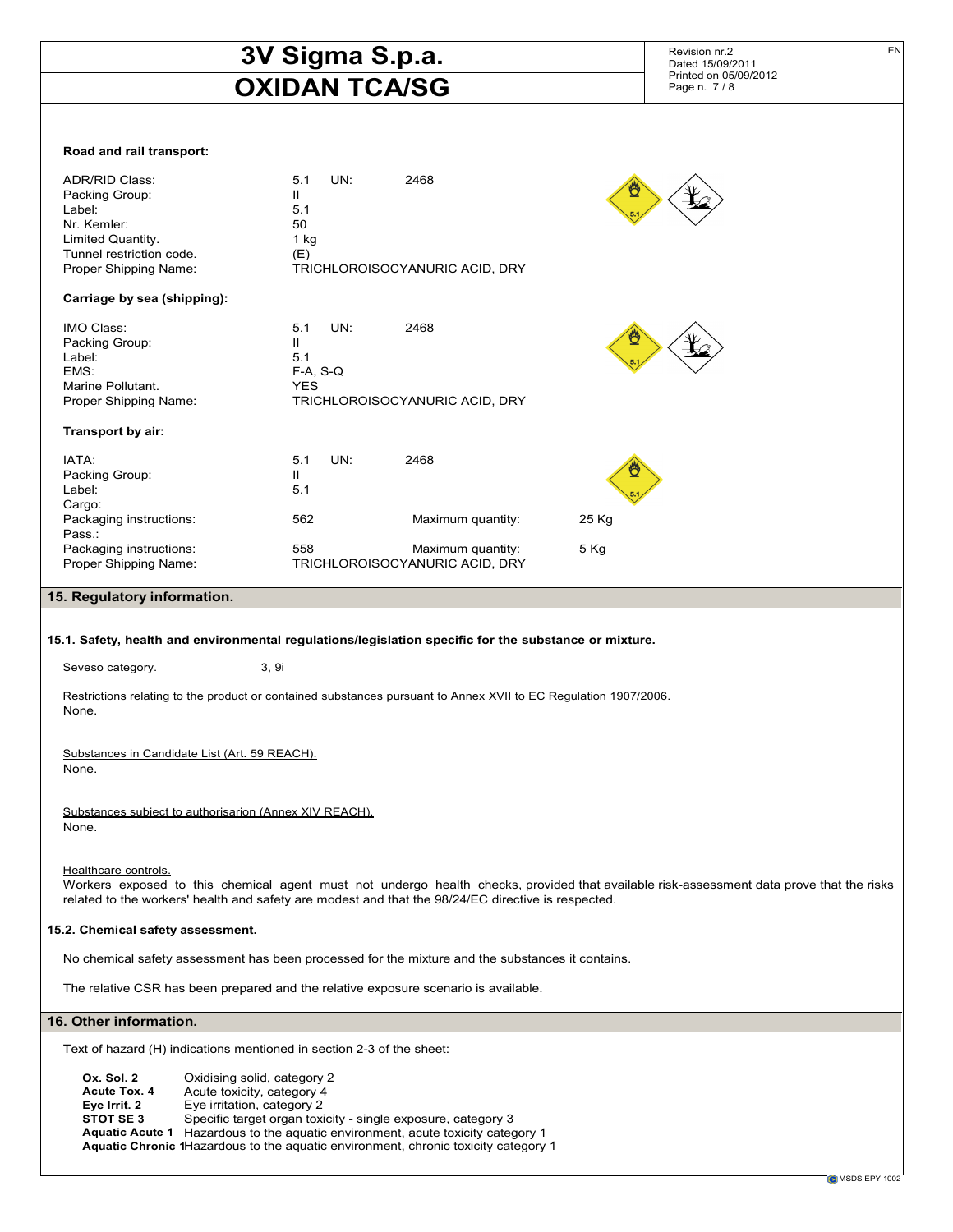**Road and rail transport:**

| | | | |
|---|---|---|---|
| ADR/RID Class: | 5.1 | UN: | 2468 |
| Packing Group: | II | | |
| Label: | 5.1 | | |
| Nr. Kemler: | 50 | | |
| Limited Quantity. | 1 kg | | |
| Tunnel restriction code. | (E) | | |
| Proper Shipping Name: | TRICHLOROISOCYANURIC ACID, DRY | | |

**Carriage by sea (shipping):**

| | | | |
|---|---|---|---|
| IMO Class: | 5.1 | UN: | 2468 |
| Packing Group: | II | | |
| Label: | 5.1 | | |
| EMS: | F-A, S-Q | | |
| Marine Pollutant. | YES | | |
| Proper Shipping Name: | TRICHLOROISOCYANURIC ACID, DRY | | |

**Transport by air:**

| | | | |
|---|---|---|---|
| IATA: | 5.1 UN: 2468 | | |
| Packing Group: | II | | |
| Label: | 5.1 | | |
| Cargo: | | | |
| Packaging instructions: | 562 | Maximum quantity: | 25 Kg |
| Pass.: | | | |
| Packaging instructions: | 558 | Maximum quantity: | 5 Kg |
| Proper Shipping Name: | TRICHLOROISOCYANURIC ACID, DRY | | |

## 15. Regulatory information.

### 15.1. Safety, health and environmental regulations/legislation specific for the substance or mixture.

Seveso category. 3, 9i

Restrictions relating to the product or contained substances pursuant to Annex XVII to EC Regulation 1907/2006.
None.

Substances in Candidate List (Art. 59 REACH).
None.

Substances subject to authorisarion (Annex XIV REACH).
None.

Healthcare controls.
Workers exposed to this chemical agent must not undergo health checks, provided that available risk-assessment data prove that the risks related to the workers' health and safety are modest and that the 98/24/EC directive is respected.

### 15.2. Chemical safety assessment.

No chemical safety assessment has been processed for the mixture and the substances it contains.

The relative CSR has been prepared and the relative exposure scenario is available.

## 16. Other information.

Text of hazard (H) indications mentioned in section 2-3 of the sheet:

| | |
|---|---|
| **Ox. Sol. 2** | Oxidising solid, category 2 |
| **Acute Tox. 4** | Acute toxicity, category 4 |
| **Eye Irrit. 2** | Eye irritation, category 2 |
| **STOT SE 3** | Specific target organ toxicity - single exposure, category 3 |
| **Aquatic Acute 1** | Hazardous to the aquatic environment, acute toxicity category 1 |
| **Aquatic Chronic 1** | Hazardous to the aquatic environment, chronic toxicity category 1 |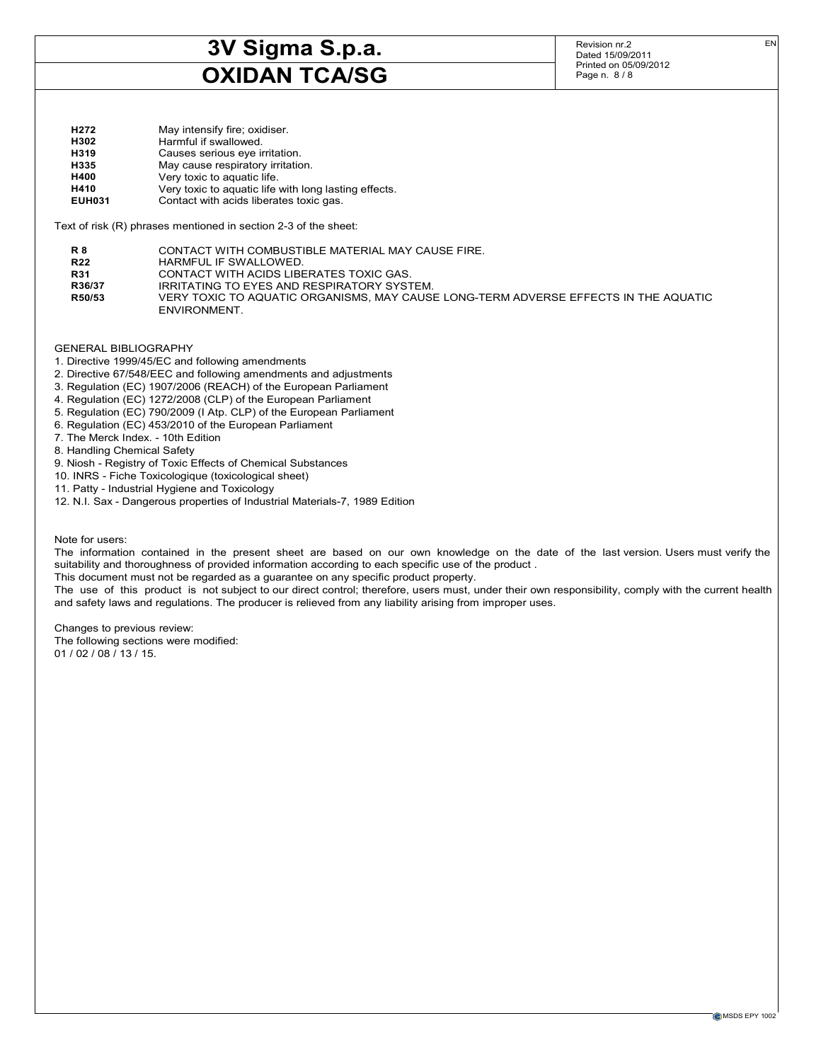| | |
|---|---|
| **H272** | May intensify fire; oxidiser. |
| **H302** | Harmful if swallowed. |
| **H319** | Causes serious eye irritation. |
| **H335** | May cause respiratory irritation. |
| **H400** | Very toxic to aquatic life. |
| **H410** | Very toxic to aquatic life with long lasting effects. |
| **EUH031** | Contact with acids liberates toxic gas. |

Text of risk (R) phrases mentioned in section 2-3 of the sheet:

| | |
|---|---|
| **R 8** | CONTACT WITH COMBUSTIBLE MATERIAL MAY CAUSE FIRE. |
| **R22** | HARMFUL IF SWALLOWED. |
| **R31** | CONTACT WITH ACIDS LIBERATES TOXIC GAS. |
| **R36/37** | IRRITATING TO EYES AND RESPIRATORY SYSTEM. |
| **R50/53** | VERY TOXIC TO AQUATIC ORGANISMS, MAY CAUSE LONG-TERM ADVERSE EFFECTS IN THE AQUATIC ENVIRONMENT. |

GENERAL BIBLIOGRAPHY

1. Directive 1999/45/EC and following amendments
2. Directive 67/548/EEC and following amendments and adjustments
3. Regulation (EC) 1907/2006 (REACH) of the European Parliament
4. Regulation (EC) 1272/2008 (CLP) of the European Parliament
5. Regulation (EC) 790/2009 (I Atp. CLP) of the European Parliament
6. Regulation (EC) 453/2010 of the European Parliament
7. The Merck Index. - 10th Edition
8. Handling Chemical Safety
9. Niosh - Registry of Toxic Effects of Chemical Substances
10. INRS - Fiche Toxicologique (toxicological sheet)
11. Patty - Industrial Hygiene and Toxicology
12. N.I. Sax - Dangerous properties of Industrial Materials-7, 1989 Edition

Note for users:
The information contained in the present sheet are based on our own knowledge on the date of the last version. Users must verify the suitability and thoroughness of provided information according to each specific use of the product .
This document must not be regarded as a guarantee on any specific product property.
The use of this product is not subject to our direct control; therefore, users must, under their own responsibility, comply with the current health and safety laws and regulations. The producer is relieved from any liability arising from improper uses.

Changes to previous review:
The following sections were modified:
01 / 02 / 08 / 13 / 15.